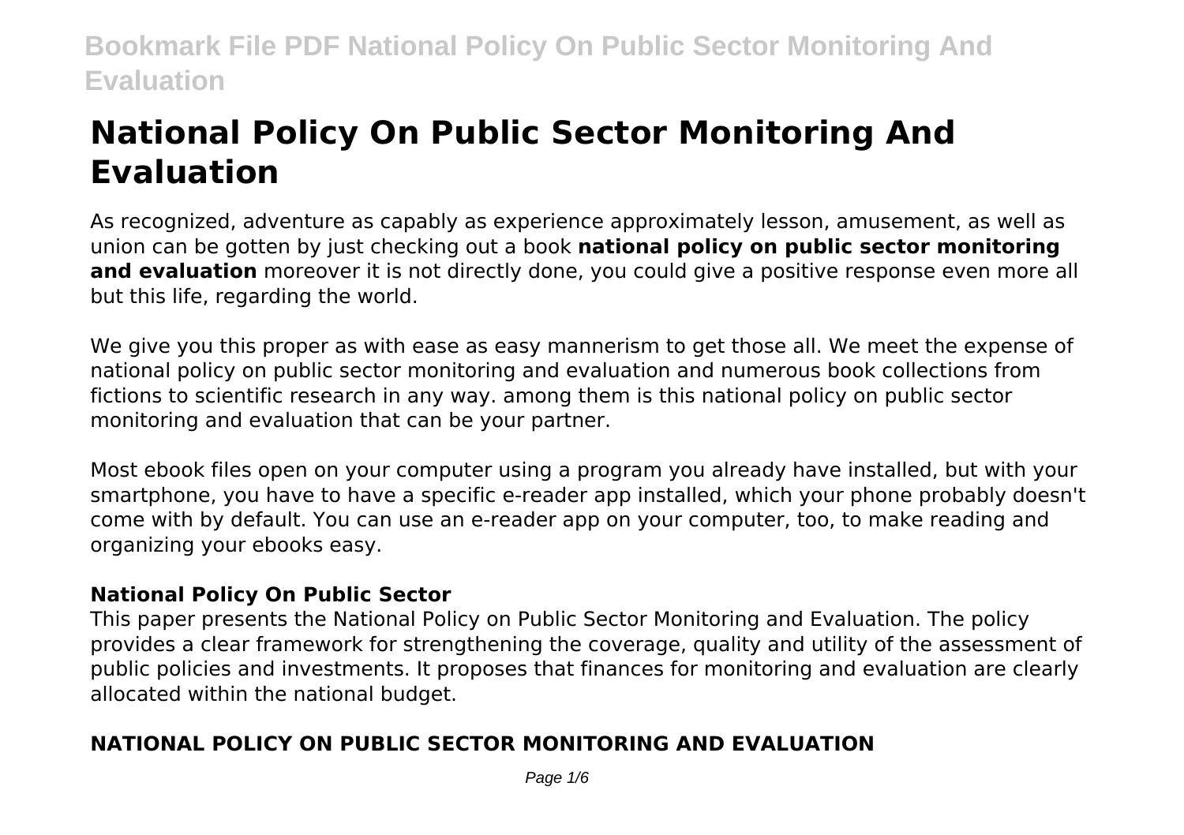# National Policy On Public Sector Monitoring And Evaluation

As recognized, adventure as capably as experience approximately lesson, amusement, as well as union can be gotten by just checking out a book **national policy on public sector monitoring and evaluation** moreover it is not directly done, you could give a positive response even more all but this life, regarding the world.

We give you this proper as with ease as easy mannerism to get those all. We meet the expense of national policy on public sector monitoring and evaluation and numerous book collections from fictions to scientific research in any way. among them is this national policy on public sector monitoring and evaluation that can be your partner.

Most ebook files open on your computer using a program you already have installed, but with your smartphone, you have to have a specific e-reader app installed, which your phone probably doesn't come with by default. You can use an e-reader app on your computer, too, to make reading and organizing your ebooks easy.

### National Policy On Public Sector

This paper presents the National Policy on Public Sector Monitoring and Evaluation. The policy provides a clear framework for strengthening the coverage, quality and utility of the assessment of public policies and investments. It proposes that finances for monitoring and evaluation are clearly allocated within the national budget.

### NATIONAL POLICY ON PUBLIC SECTOR MONITORING AND EVALUATION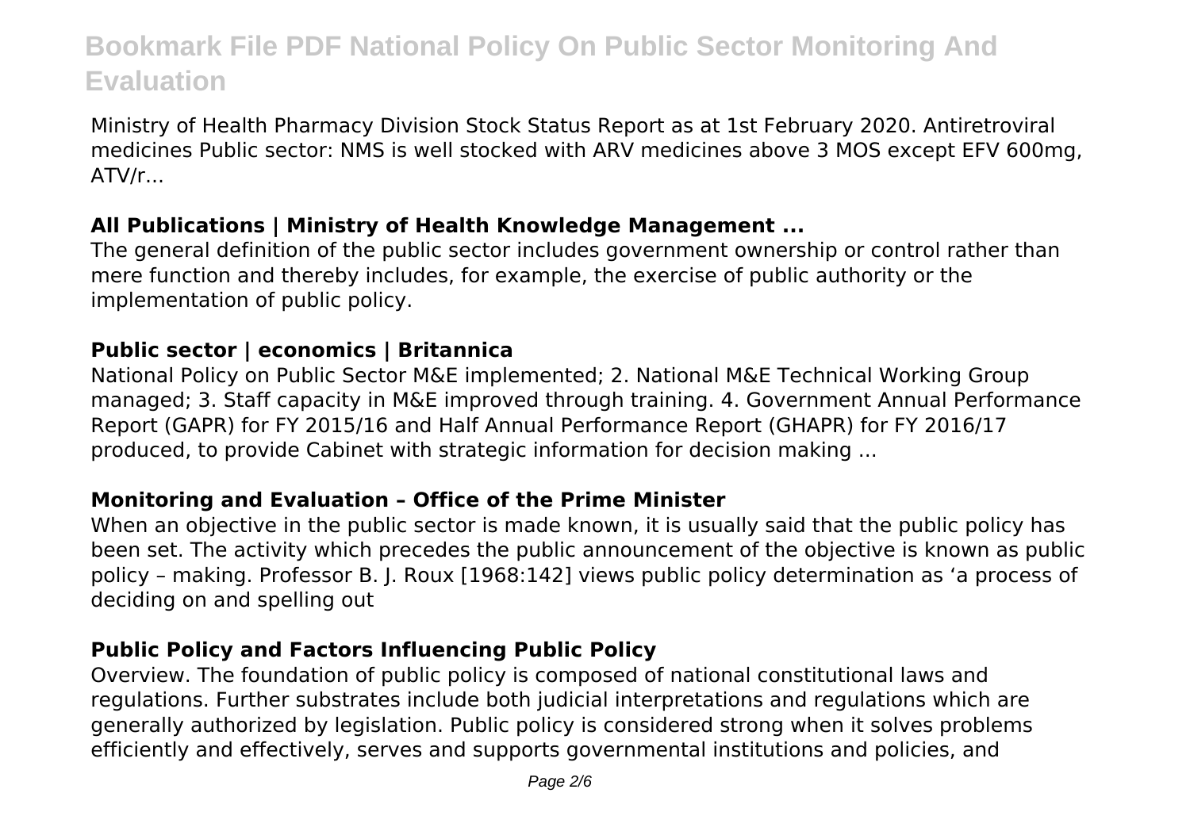Ministry of Health Pharmacy Division Stock Status Report as at 1st February 2020. Antiretroviral medicines Public sector: NMS is well stocked with ARV medicines above 3 MOS except EFV 600mg, ATV/r...

## All Publications | Ministry of Health Knowledge Management ...

The general definition of the public sector includes government ownership or control rather than mere function and thereby includes, for example, the exercise of public authority or the implementation of public policy.

## Public sector | economics | Britannica

National Policy on Public Sector M&E implemented; 2. National M&E Technical Working Group managed; 3. Staff capacity in M&E improved through training. 4. Government Annual Performance Report (GAPR) for FY 2015/16 and Half Annual Performance Report (GHAPR) for FY 2016/17 produced, to provide Cabinet with strategic information for decision making ...

## Monitoring and Evaluation – Office of the Prime Minister

When an objective in the public sector is made known, it is usually said that the public policy has been set. The activity which precedes the public announcement of the objective is known as public policy – making. Professor B. J. Roux [1968:142] views public policy determination as 'a process of deciding on and spelling out

## Public Policy and Factors Influencing Public Policy

Overview. The foundation of public policy is composed of national constitutional laws and regulations. Further substrates include both judicial interpretations and regulations which are generally authorized by legislation. Public policy is considered strong when it solves problems efficiently and effectively, serves and supports governmental institutions and policies, and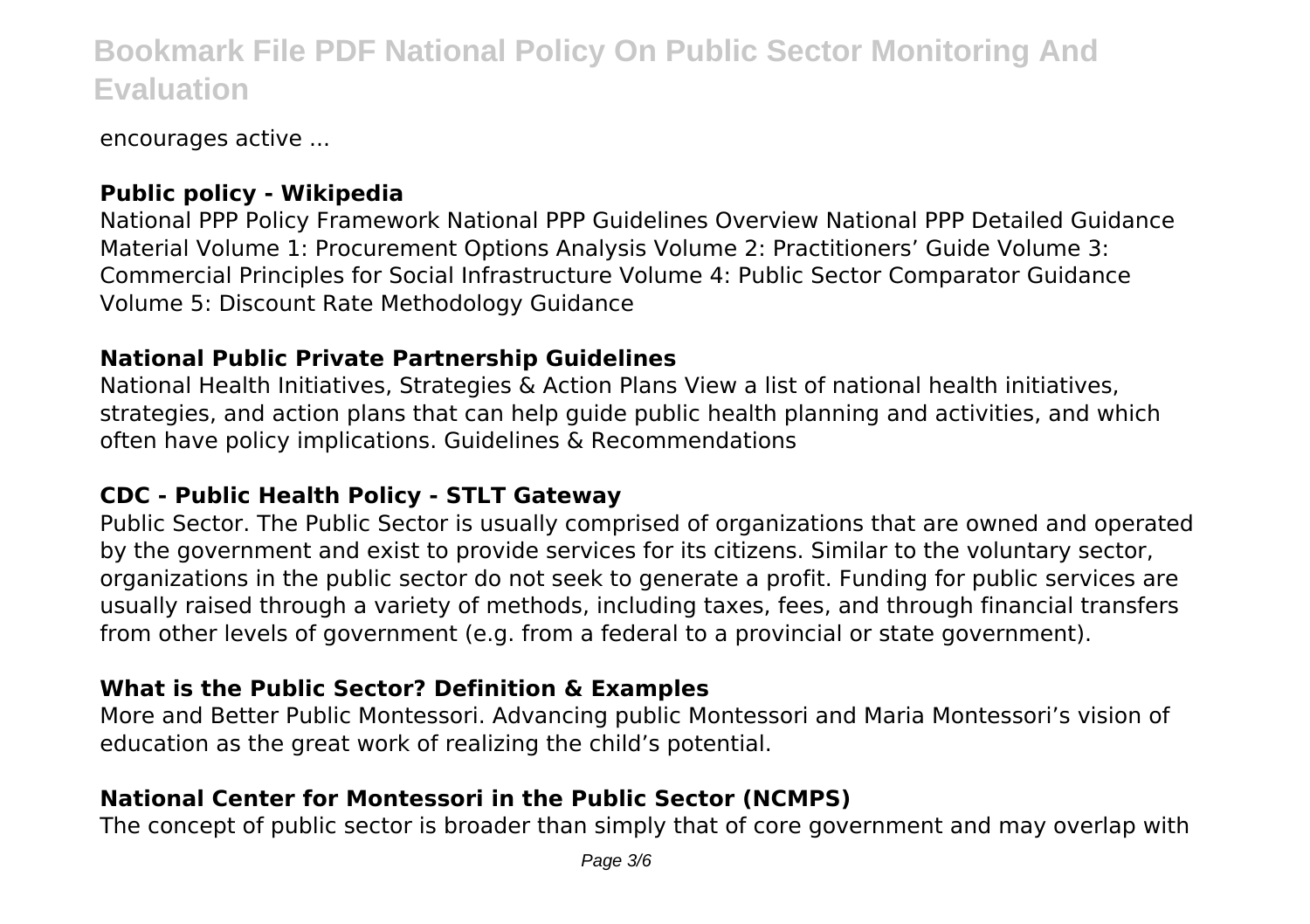encourages active ...

### Public policy - Wikipedia

National PPP Policy Framework National PPP Guidelines Overview National PPP Detailed Guidance Material Volume 1: Procurement Options Analysis Volume 2: Practitioners' Guide Volume 3: Commercial Principles for Social Infrastructure Volume 4: Public Sector Comparator Guidance Volume 5: Discount Rate Methodology Guidance

### National Public Private Partnership Guidelines

National Health Initiatives, Strategies & Action Plans View a list of national health initiatives, strategies, and action plans that can help guide public health planning and activities, and which often have policy implications. Guidelines & Recommendations

### CDC - Public Health Policy - STLT Gateway

Public Sector. The Public Sector is usually comprised of organizations that are owned and operated by the government and exist to provide services for its citizens. Similar to the voluntary sector, organizations in the public sector do not seek to generate a profit. Funding for public services are usually raised through a variety of methods, including taxes, fees, and through financial transfers from other levels of government (e.g. from a federal to a provincial or state government).

### What is the Public Sector? Definition & Examples

More and Better Public Montessori. Advancing public Montessori and Maria Montessori's vision of education as the great work of realizing the child's potential.

### National Center for Montessori in the Public Sector (NCMPS)

The concept of public sector is broader than simply that of core government and may overlap with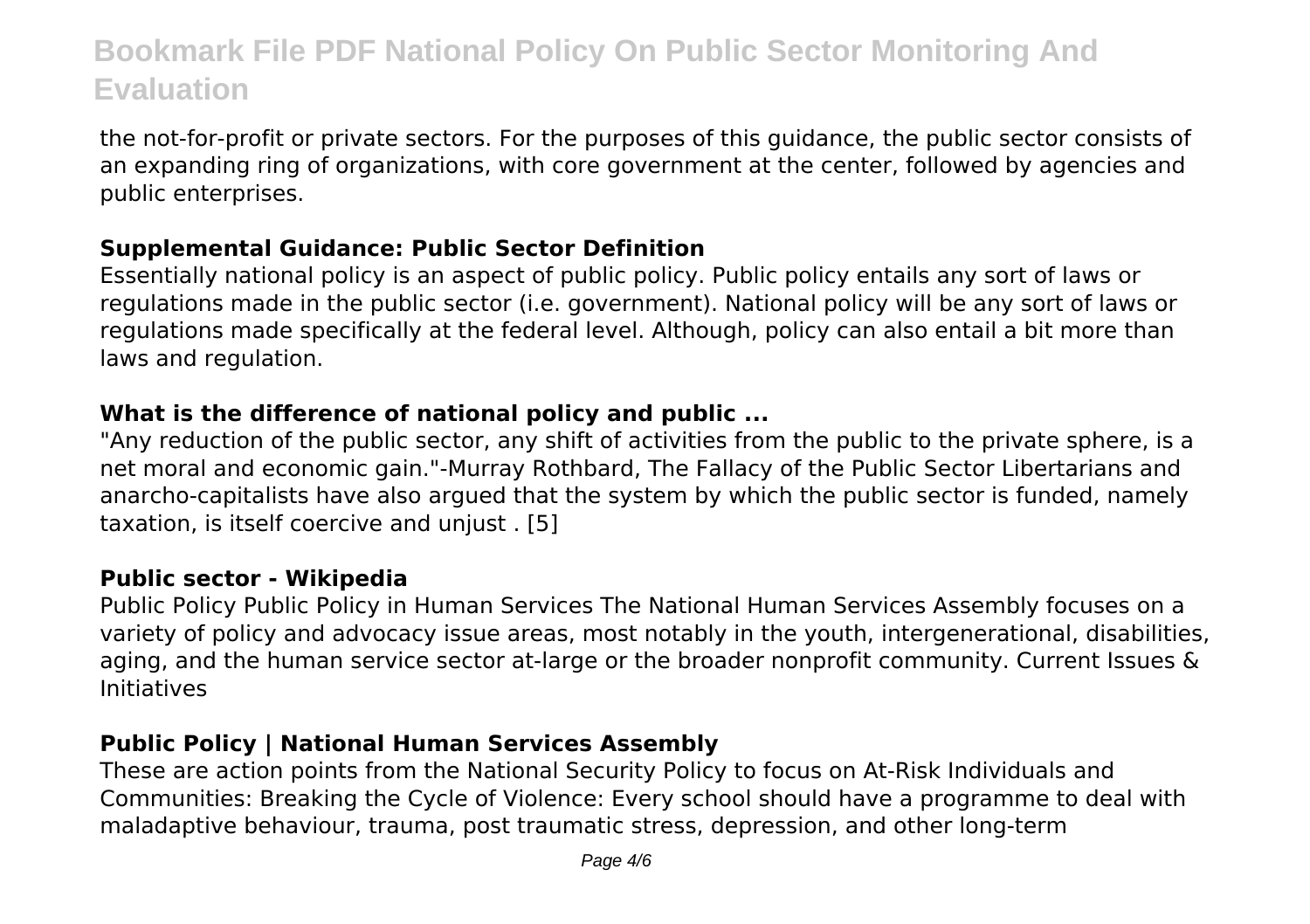the not-for-profit or private sectors. For the purposes of this guidance, the public sector consists of an expanding ring of organizations, with core government at the center, followed by agencies and public enterprises.

### Supplemental Guidance: Public Sector Definition

Essentially national policy is an aspect of public policy. Public policy entails any sort of laws or regulations made in the public sector (i.e. government). National policy will be any sort of laws or regulations made specifically at the federal level. Although, policy can also entail a bit more than laws and regulation.

### What is the difference of national policy and public ...

"Any reduction of the public sector, any shift of activities from the public to the private sphere, is a net moral and economic gain."-Murray Rothbard, The Fallacy of the Public Sector Libertarians and anarcho-capitalists have also argued that the system by which the public sector is funded, namely taxation, is itself coercive and unjust . [5]

### Public sector - Wikipedia

Public Policy Public Policy in Human Services The National Human Services Assembly focuses on a variety of policy and advocacy issue areas, most notably in the youth, intergenerational, disabilities, aging, and the human service sector at-large or the broader nonprofit community. Current Issues & Initiatives

### Public Policy | National Human Services Assembly

These are action points from the National Security Policy to focus on At-Risk Individuals and Communities: Breaking the Cycle of Violence: Every school should have a programme to deal with maladaptive behaviour, trauma, post traumatic stress, depression, and other long-term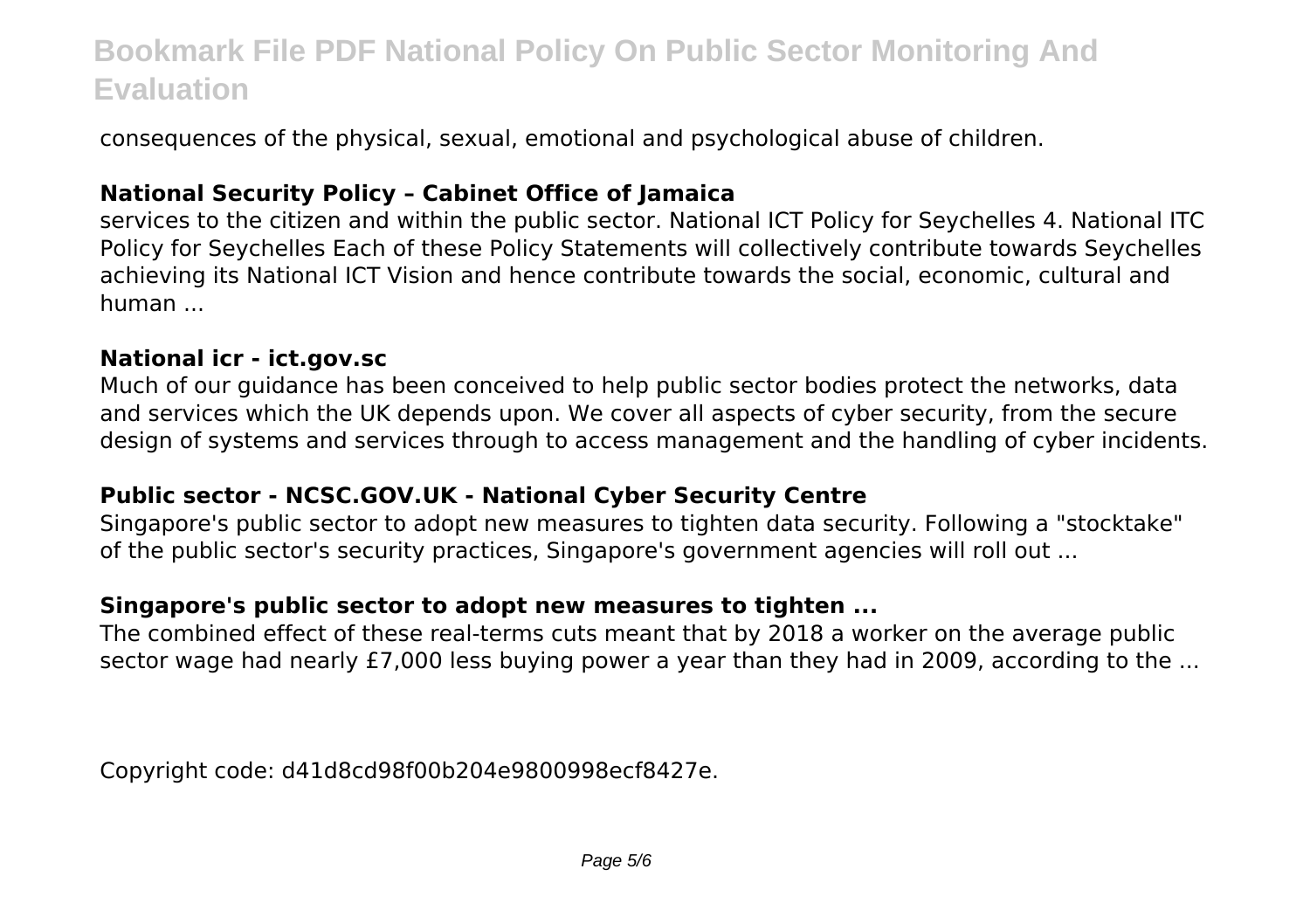consequences of the physical, sexual, emotional and psychological abuse of children.

**National Security Policy – Cabinet Office of Jamaica**

services to the citizen and within the public sector. National ICT Policy for Seychelles 4. National ITC Policy for Seychelles Each of these Policy Statements will collectively contribute towards Seychelles achieving its National ICT Vision and hence contribute towards the social, economic, cultural and human ...

**National icr - ict.gov.sc**

Much of our guidance has been conceived to help public sector bodies protect the networks, data and services which the UK depends upon. We cover all aspects of cyber security, from the secure design of systems and services through to access management and the handling of cyber incidents.

**Public sector - NCSC.GOV.UK - National Cyber Security Centre**

Singapore's public sector to adopt new measures to tighten data security. Following a "stocktake" of the public sector's security practices, Singapore's government agencies will roll out ...

**Singapore's public sector to adopt new measures to tighten ...**

The combined effect of these real-terms cuts meant that by 2018 a worker on the average public sector wage had nearly £7,000 less buying power a year than they had in 2009, according to the ...

Copyright code: d41d8cd98f00b204e9800998ecf8427e.